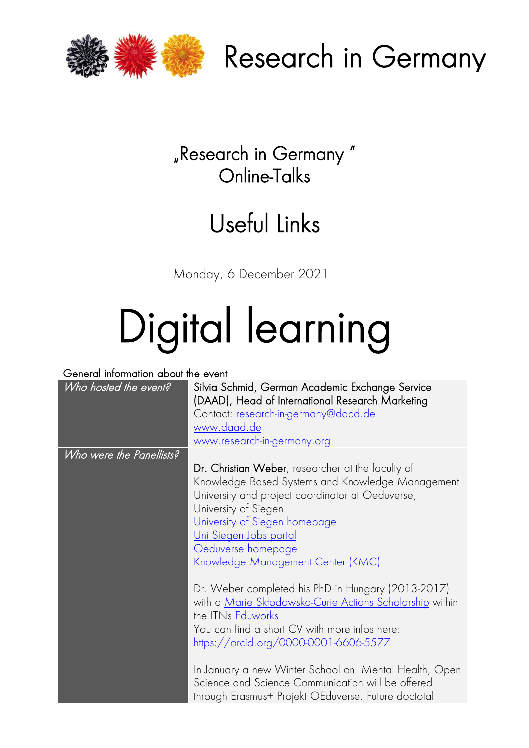# Research in Germany

„Research in Germany "
Online-Talks

## Useful Links

Monday, 6 December 2021

# Digital learning

General information about the event

| *Who hosted the event?* | Silvia Schmid, German Academic Exchange Service (DAAD), Head of International Research Marketing<br>Contact: research-in-germany@daad.de<br>www.daad.de<br>www.research-in-germany.org |
|---|---|
| *Who were the Panellists?* | **Dr. Christian Weber**, researcher at the faculty of Knowledge Based Systems and Knowledge Management University and project coordinator at Oeduverse, University of Siegen<br>University of Siegen homepage<br>Uni Siegen Jobs portal<br>Oeduverse homepage<br>Knowledge Management Center (KMC)<br><br>Dr. Weber completed his PhD in Hungary (2013-2017) with a Marie Skłodowska-Curie Actions Scholarship within the ITNs Eduworks<br>You can find a short CV with more infos here: https://orcid.org/0000-0001-6606-5577<br><br>In January a new Winter School on Mental Health, Open Science and Science Communication will be offered through Erasmus+ Projekt OEduverse. Future doctotal |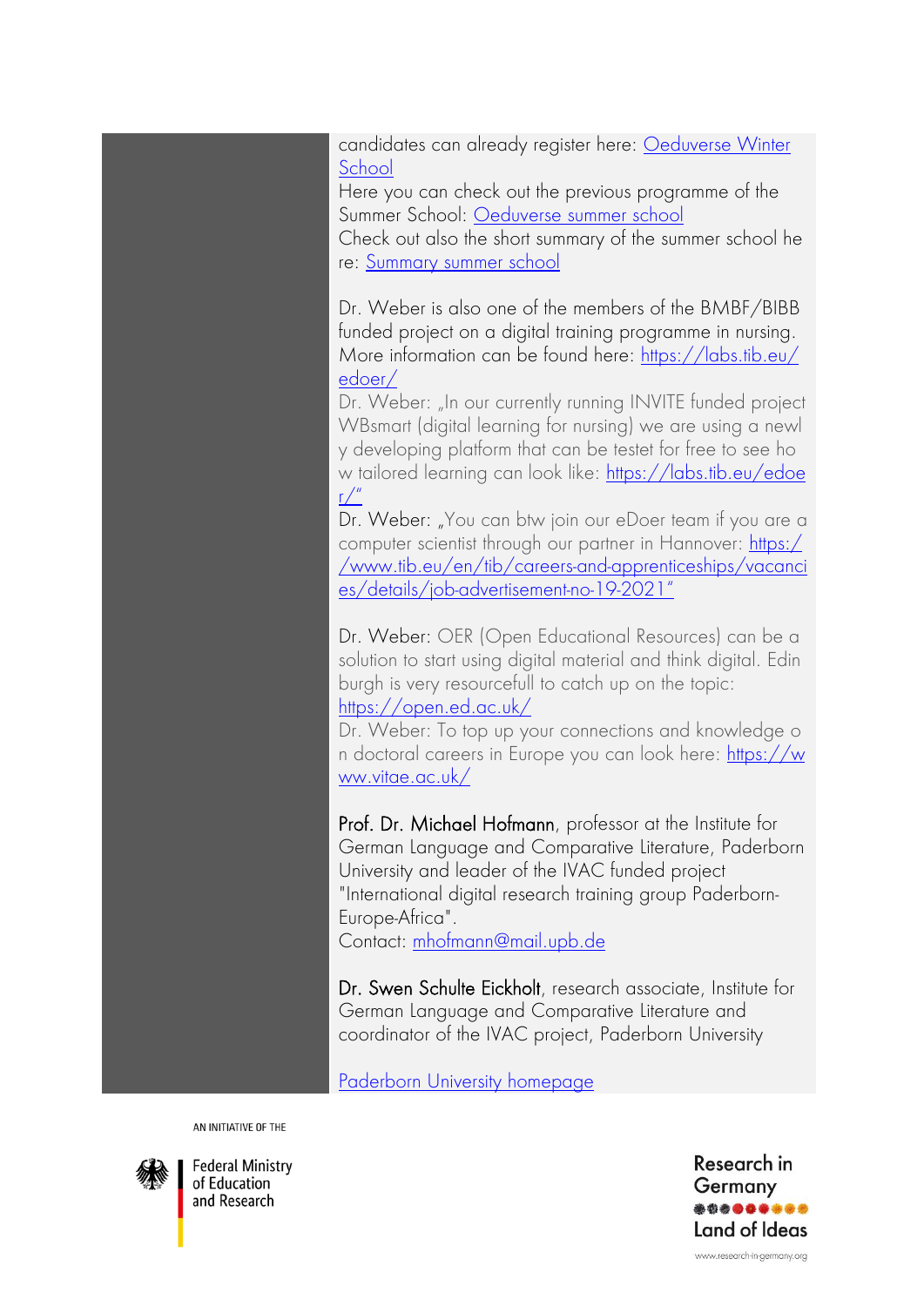candidates can already register here: [Oeduverse Winter School]

Here you can check out the previous programme of the Summer School: [Oeduverse summer school]

Check out also the short summary of the summer school here: [Summary summer school]

Dr. Weber is also one of the members of the BMBF/BIBB funded project on a digital training programme in nursing. More information can be found here: https://labs.tib.eu/edoer/

Dr. Weber: „In our currently running INVITE funded project WBsmart (digital learning for nursing) we are using a newly developing platform that can be testet for free to see how tailored learning can look like: https://labs.tib.eu/edoer/"

Dr. Weber: „You can btw join our eDoer team if you are a computer scientist through our partner in Hannover: https://www.tib.eu/en/tib/careers-and-apprenticeships/vacancies/details/job-advertisement-no-19-2021"

Dr. Weber: OER (Open Educational Resources) can be a solution to start using digital material and think digital. Edinburgh is very resourcefull to catch up on the topic: https://open.ed.ac.uk/

Dr. Weber: To top up your connections and knowledge on doctoral careers in Europe you can look here: https://www.vitae.ac.uk/

**Prof. Dr. Michael Hofmann**, professor at the Institute for German Language and Comparative Literature, Paderborn University and leader of the IVAC funded project "International digital research training group Paderborn-Europe-Africa".
Contact: mhofmann@mail.upb.de

**Dr. Swen Schulte Eickholt**, research associate, Institute for German Language and Comparative Literature and coordinator of the IVAC project, Paderborn University

[Paderborn University homepage]

AN INITIATIVE OF THE

Federal Ministry of Education and Research

Research in Germany
Land of Ideas
www.research-in-germany.org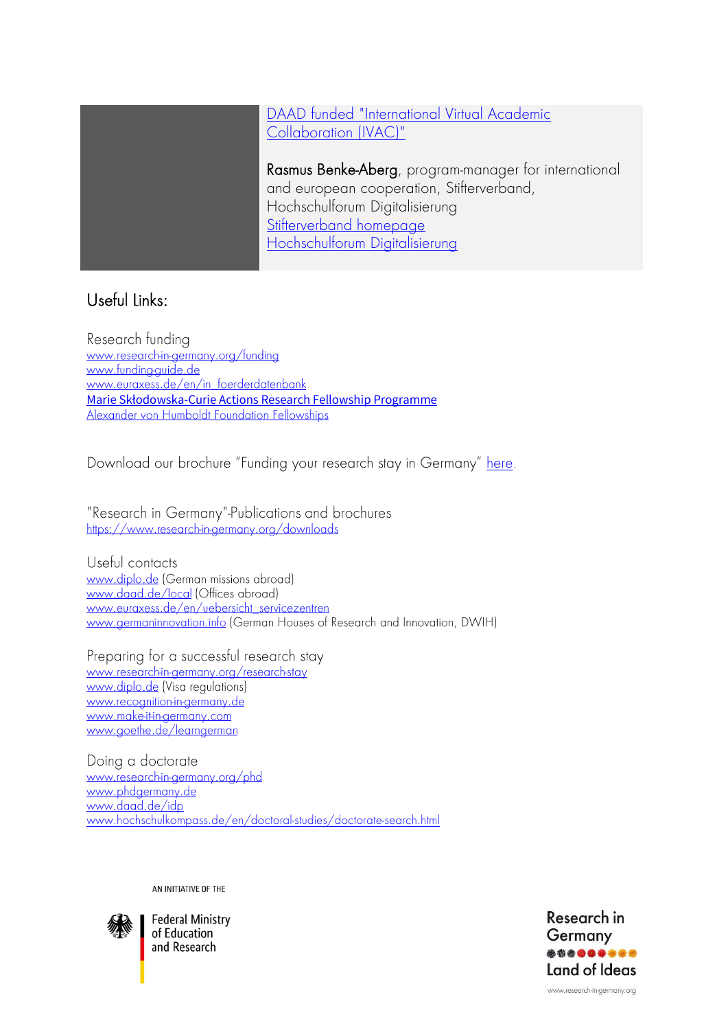DAAD funded "International Virtual Academic Collaboration (IVAC)"

**Rasmus Benke-Aberg**, program-manager for international and european cooperation, Stifterverband, Hochschulforum Digitalisierung
Stifterverband homepage
Hochschulforum Digitalisierung

## Useful Links:

Research funding
www.research-in-germany.org/funding
www.funding-guide.de
www.euraxess.de/en/in_foerderdatenbank
Marie Skłodowska-Curie Actions Research Fellowship Programme
Alexander von Humboldt Foundation Fellowships

Download our brochure "Funding your research stay in Germany" here.

"Research in Germany"-Publications and brochures
https://www.research-in-germany.org/downloads

Useful contacts
www.diplo.de (German missions abroad)
www.daad.de/local (Offices abroad)
www.euraxess.de/en/uebersicht_servicezentren
www.germaninnovation.info (German Houses of Research and Innovation, DWIH)

Preparing for a successful research stay
www.research-in-germany.org/research-stay
www.diplo.de (Visa regulations)
www.recognition-in-germany.de
www.make-it-in-germany.com
www.goethe.de/learngerman

Doing a doctorate
www.research-in-germany.org/phd
www.phdgermany.de
www.daad.de/idp
www.hochschulkompass.de/en/doctoral-studies/doctorate-search.html

AN INITIATIVE OF THE

Federal Ministry of Education and Research

Research in Germany
Land of Ideas
www.research-in-germany.org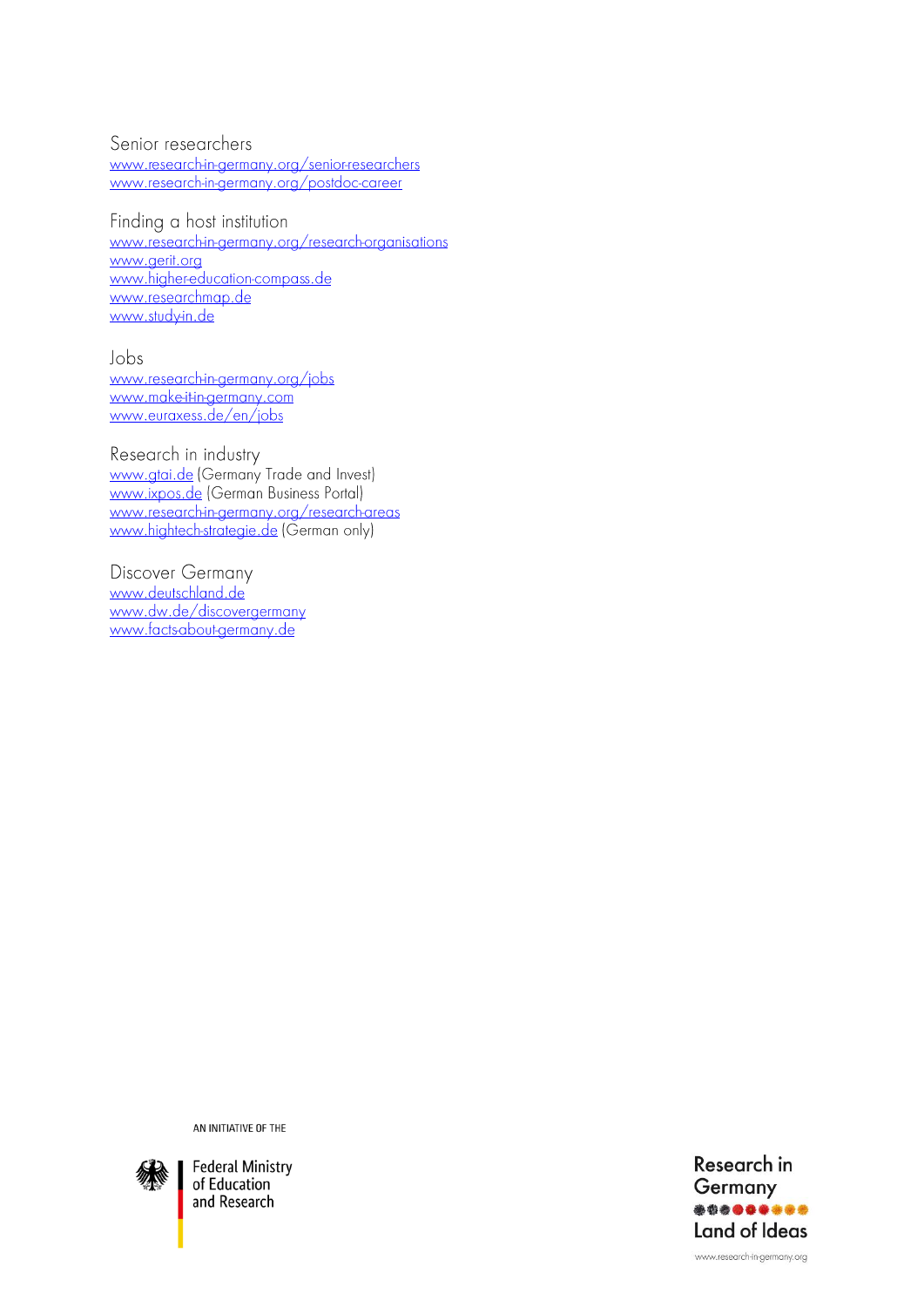## Senior researchers

www.research-in-germany.org/senior-researchers
www.research-in-germany.org/postdoc-career

## Finding a host institution

www.research-in-germany.org/research-organisations
www.gerit.org
www.higher-education-compass.de
www.researchmap.de
www.study-in.de

## Jobs

www.research-in-germany.org/jobs
www.make-it-in-germany.com
www.euraxess.de/en/jobs

## Research in industry

www.gtai.de (Germany Trade and Invest)
www.ixpos.de (German Business Portal)
www.research-in-germany.org/research-areas
www.hightech-strategie.de (German only)

## Discover Germany

www.deutschland.de
www.dw.de/discovergermany
www.facts-about-germany.de

AN INITIATIVE OF THE

Federal Ministry
of Education
and Research

Research in
Germany
Land of Ideas

www.research-in-germany.org